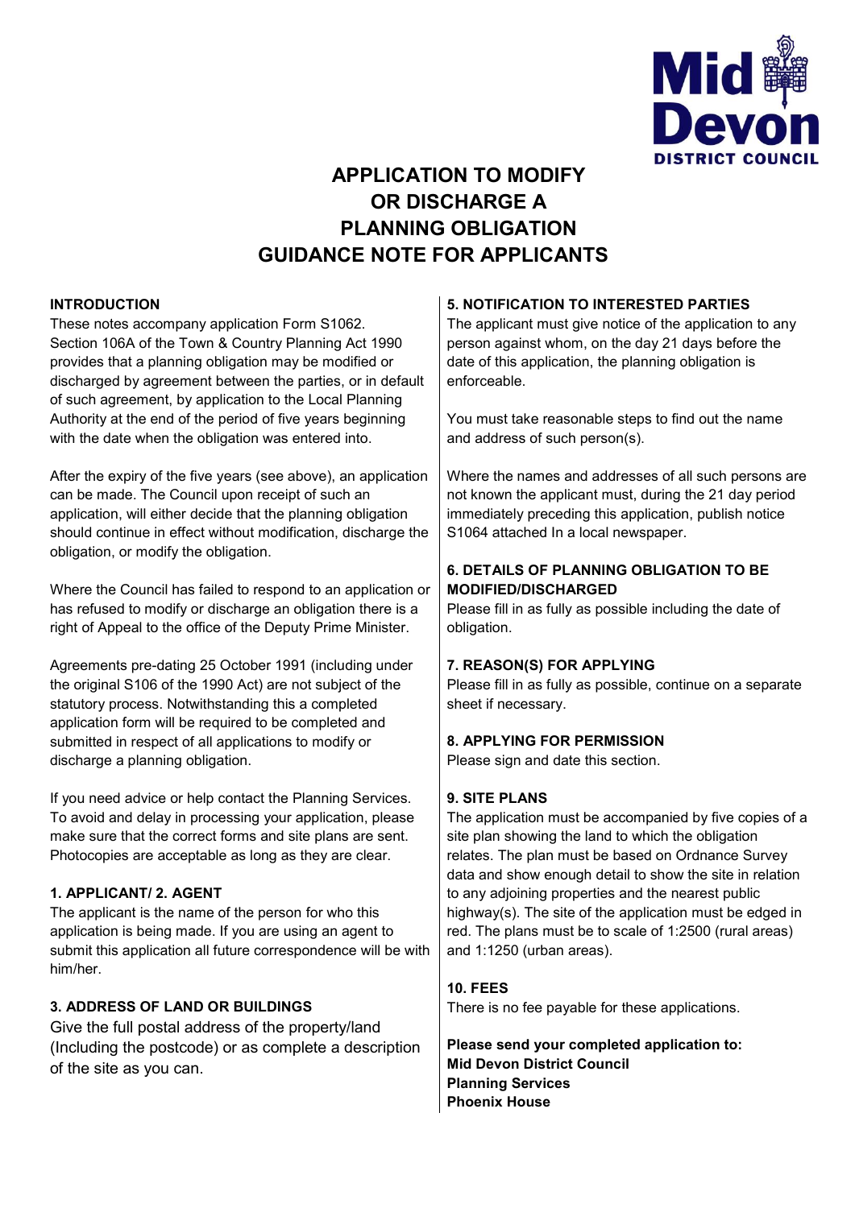Mid Devon DISTRICT COUNCIL

# APPLICATION TO MODIFY OR DISCHARGE A PLANNING OBLIGATION GUIDANCE NOTE FOR APPLICANTS

## INTRODUCTION

These notes accompany application Form S1062. Section 106A of the Town & Country Planning Act 1990 provides that a planning obligation may be modified or discharged by agreement between the parties, or in default of such agreement, by application to the Local Planning Authority at the end of the period of five years beginning with the date when the obligation was entered into.

After the expiry of the five years (see above), an application can be made. The Council upon receipt of such an application, will either decide that the planning obligation should continue in effect without modification, discharge the obligation, or modify the obligation.

Where the Council has failed to respond to an application or has refused to modify or discharge an obligation there is a right of Appeal to the office of the Deputy Prime Minister.

Agreements pre-dating 25 October 1991 (including under the original S106 of the 1990 Act) are not subject of the statutory process. Notwithstanding this a completed application form will be required to be completed and submitted in respect of all applications to modify or discharge a planning obligation.

If you need advice or help contact the Planning Services. To avoid and delay in processing your application, please make sure that the correct forms and site plans are sent. Photocopies are acceptable as long as they are clear.

## 1. APPLICANT/ 2. AGENT

The applicant is the name of the person for who this application is being made. If you are using an agent to submit this application all future correspondence will be with him/her.

## 3. ADDRESS OF LAND OR BUILDINGS

Give the full postal address of the property/land (Including the postcode) or as complete a description of the site as you can.

## 5. NOTIFICATION TO INTERESTED PARTIES

The applicant must give notice of the application to any person against whom, on the day 21 days before the date of this application, the planning obligation is enforceable.

You must take reasonable steps to find out the name and address of such person(s).

Where the names and addresses of all such persons are not known the applicant must, during the 21 day period immediately preceding this application, publish notice S1064 attached In a local newspaper.

## 6. DETAILS OF PLANNING OBLIGATION TO BE MODIFIED/DISCHARGED

Please fill in as fully as possible including the date of obligation.

## 7. REASON(S) FOR APPLYING

Please fill in as fully as possible, continue on a separate sheet if necessary.

## 8. APPLYING FOR PERMISSION

Please sign and date this section.

## 9. SITE PLANS

The application must be accompanied by five copies of a site plan showing the land to which the obligation relates. The plan must be based on Ordnance Survey data and show enough detail to show the site in relation to any adjoining properties and the nearest public highway(s). The site of the application must be edged in red. The plans must be to scale of 1:2500 (rural areas) and 1:1250 (urban areas).

## 10. FEES

There is no fee payable for these applications.

**Please send your completed application to:**
**Mid Devon District Council**
**Planning Services**
**Phoenix House**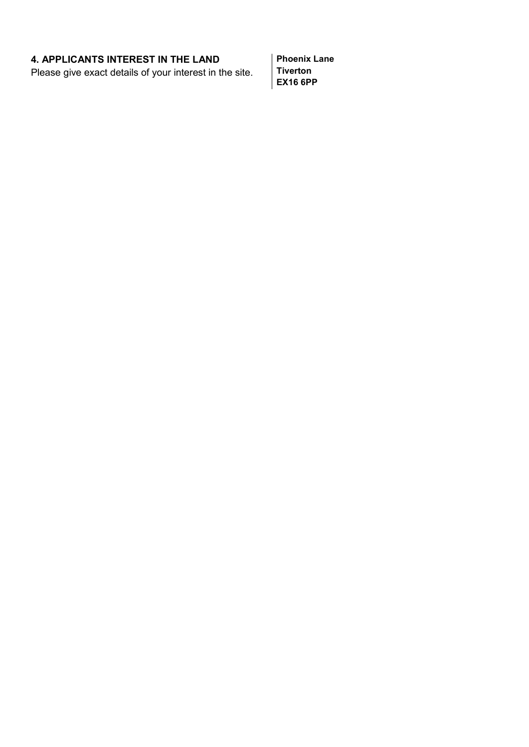| | |
|---|---|
| **4. APPLICANTS INTEREST IN THE LAND**<br>Please give exact details of your interest in the site. | **Phoenix Lane**<br>**Tiverton**<br>**EX16 6PP** |